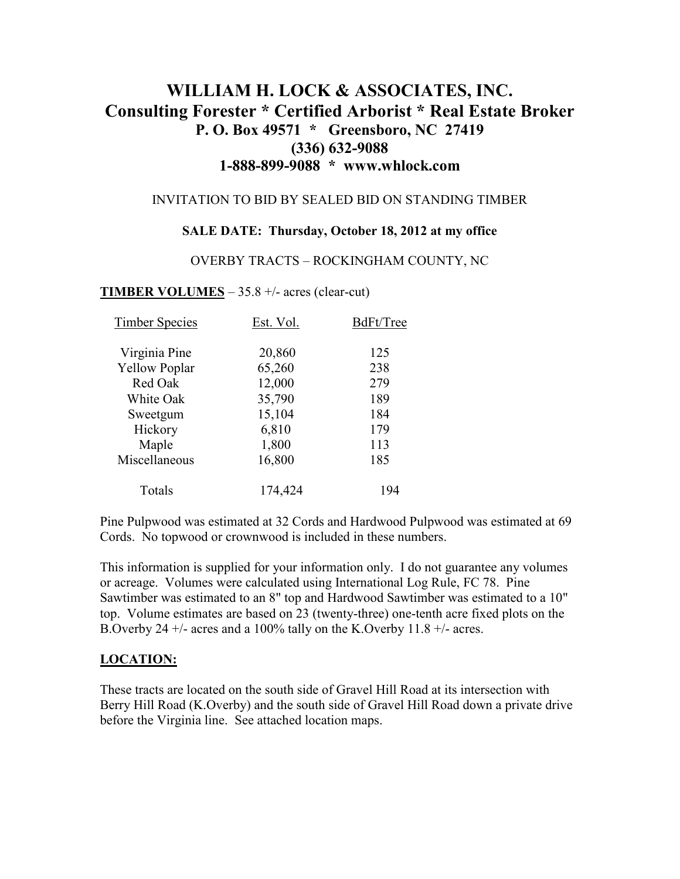# WILLIAM H. LOCK & ASSOCIATES, INC.
## Consulting Forester * Certified Arborist * Real Estate Broker
## P. O. Box 49571 * Greensboro, NC 27419
## (336) 632-9088
## 1-888-899-9088 * www.whlock.com

INVITATION TO BID BY SEALED BID ON STANDING TIMBER

**SALE DATE: Thursday, October 18, 2012 at my office**

OVERBY TRACTS – ROCKINGHAM COUNTY, NC

**TIMBER VOLUMES** – 35.8 +/- acres (clear-cut)

| Timber Species | Est. Vol. | BdFt/Tree |
|---|---|---|
| Virginia Pine | 20,860 | 125 |
| Yellow Poplar | 65,260 | 238 |
| Red Oak | 12,000 | 279 |
| White Oak | 35,790 | 189 |
| Sweetgum | 15,104 | 184 |
| Hickory | 6,810 | 179 |
| Maple | 1,800 | 113 |
| Miscellaneous | 16,800 | 185 |
| Totals | 174,424 | 194 |

Pine Pulpwood was estimated at 32 Cords and Hardwood Pulpwood was estimated at 69 Cords. No topwood or crownwood is included in these numbers.

This information is supplied for your information only. I do not guarantee any volumes or acreage. Volumes were calculated using International Log Rule, FC 78. Pine Sawtimber was estimated to an 8" top and Hardwood Sawtimber was estimated to a 10" top. Volume estimates are based on 23 (twenty-three) one-tenth acre fixed plots on the B.Overby 24 +/- acres and a 100% tally on the K.Overby 11.8 +/- acres.

**LOCATION:**

These tracts are located on the south side of Gravel Hill Road at its intersection with Berry Hill Road (K.Overby) and the south side of Gravel Hill Road down a private drive before the Virginia line. See attached location maps.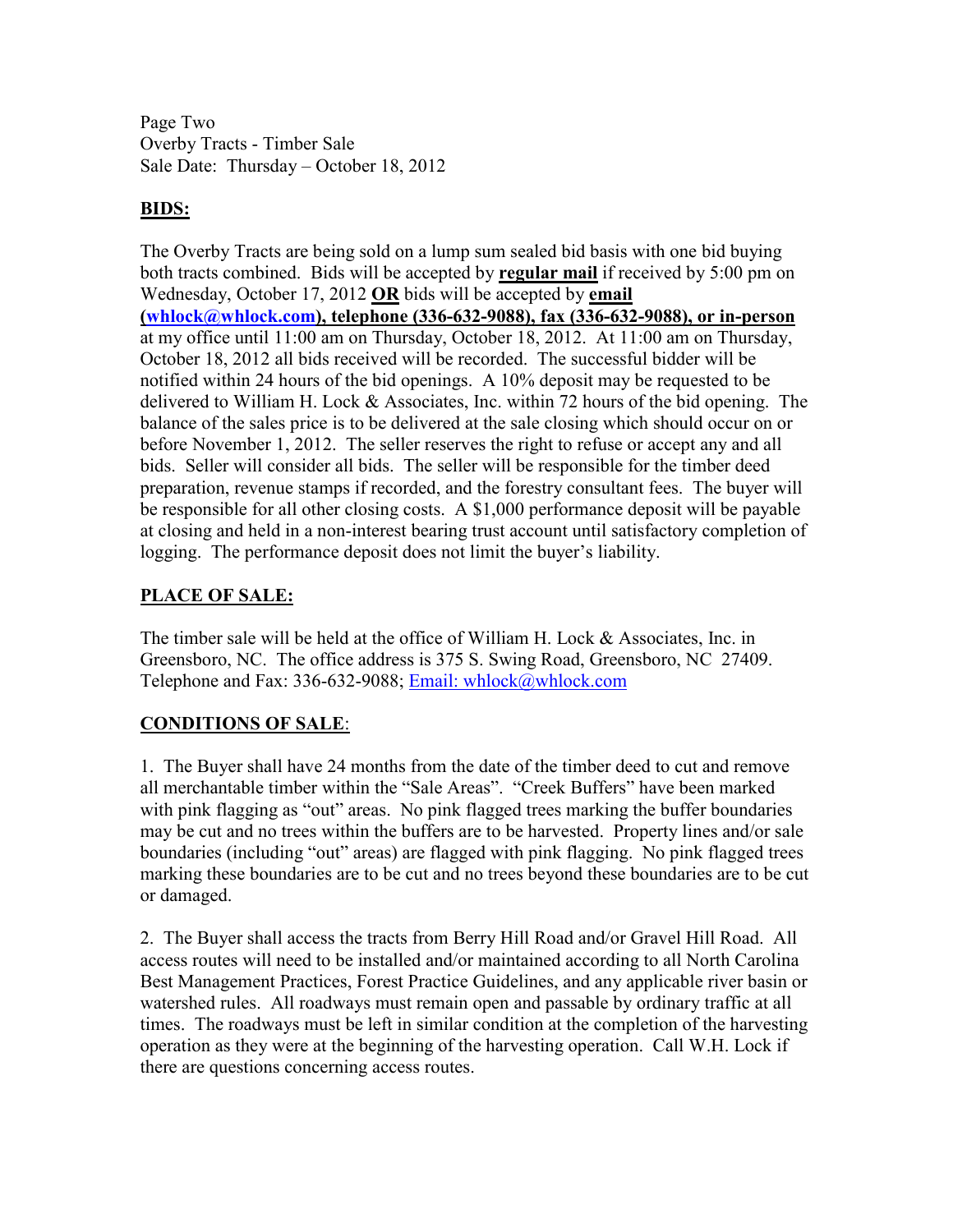Page Two
Overby Tracts - Timber Sale
Sale Date: Thursday – October 18, 2012

## BIDS:

The Overby Tracts are being sold on a lump sum sealed bid basis with one bid buying both tracts combined. Bids will be accepted by **regular mail** if received by 5:00 pm on Wednesday, October 17, 2012 **OR** bids will be accepted by **email (whlock@whlock.com), telephone (336-632-9088), fax (336-632-9088), or in-person** at my office until 11:00 am on Thursday, October 18, 2012. At 11:00 am on Thursday, October 18, 2012 all bids received will be recorded. The successful bidder will be notified within 24 hours of the bid openings. A 10% deposit may be requested to be delivered to William H. Lock & Associates, Inc. within 72 hours of the bid opening. The balance of the sales price is to be delivered at the sale closing which should occur on or before November 1, 2012. The seller reserves the right to refuse or accept any and all bids. Seller will consider all bids. The seller will be responsible for the timber deed preparation, revenue stamps if recorded, and the forestry consultant fees. The buyer will be responsible for all other closing costs. A $1,000 performance deposit will be payable at closing and held in a non-interest bearing trust account until satisfactory completion of logging. The performance deposit does not limit the buyer's liability.

## PLACE OF SALE:

The timber sale will be held at the office of William H. Lock & Associates, Inc. in Greensboro, NC. The office address is 375 S. Swing Road, Greensboro, NC 27409. Telephone and Fax: 336-632-9088; Email: whlock@whlock.com

## CONDITIONS OF SALE:

1. The Buyer shall have 24 months from the date of the timber deed to cut and remove all merchantable timber within the "Sale Areas". "Creek Buffers" have been marked with pink flagging as "out" areas. No pink flagged trees marking the buffer boundaries may be cut and no trees within the buffers are to be harvested. Property lines and/or sale boundaries (including "out" areas) are flagged with pink flagging. No pink flagged trees marking these boundaries are to be cut and no trees beyond these boundaries are to be cut or damaged.

2. The Buyer shall access the tracts from Berry Hill Road and/or Gravel Hill Road. All access routes will need to be installed and/or maintained according to all North Carolina Best Management Practices, Forest Practice Guidelines, and any applicable river basin or watershed rules. All roadways must remain open and passable by ordinary traffic at all times. The roadways must be left in similar condition at the completion of the harvesting operation as they were at the beginning of the harvesting operation. Call W.H. Lock if there are questions concerning access routes.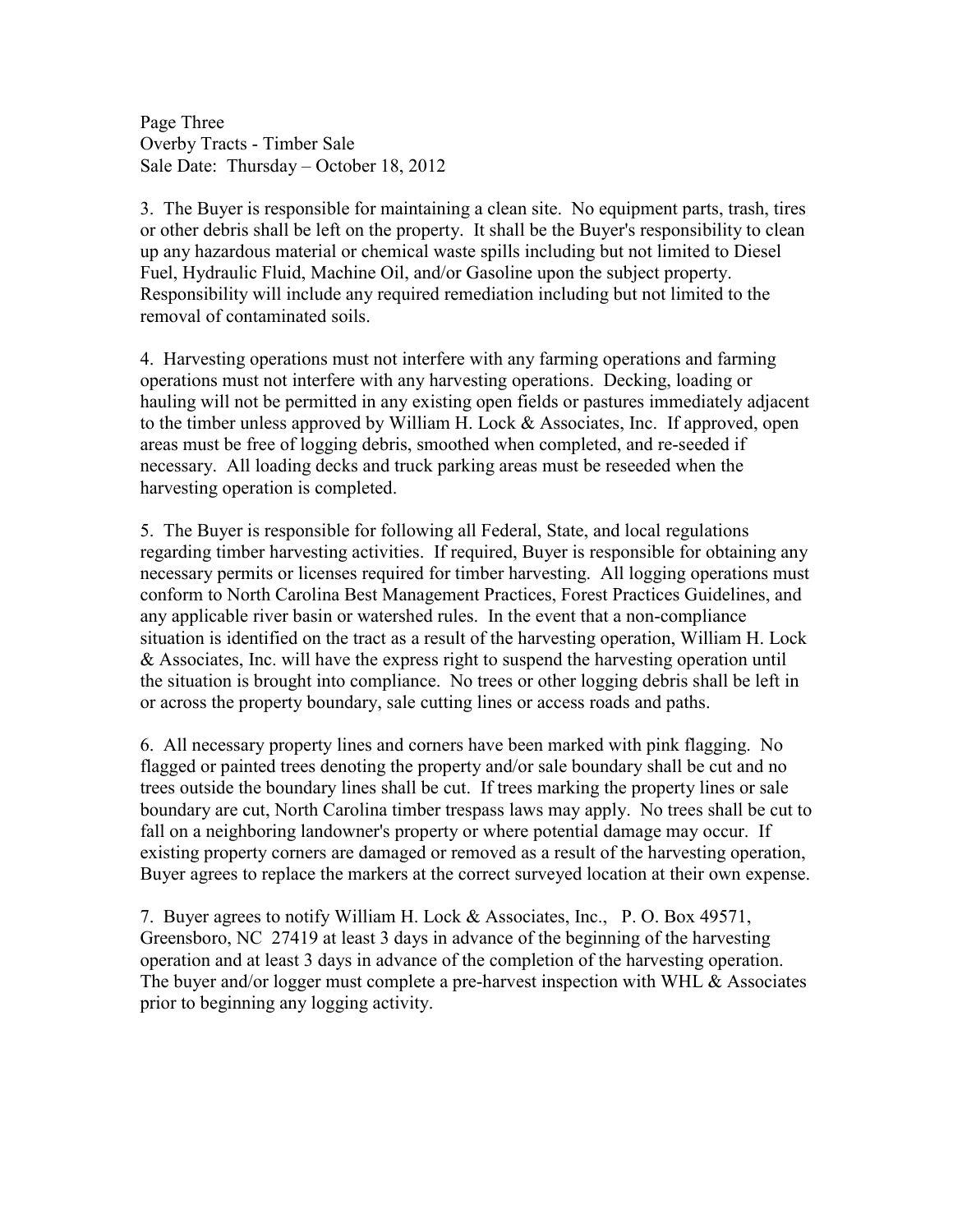3. The Buyer is responsible for maintaining a clean site. No equipment parts, trash, tires or other debris shall be left on the property. It shall be the Buyer's responsibility to clean up any hazardous material or chemical waste spills including but not limited to Diesel Fuel, Hydraulic Fluid, Machine Oil, and/or Gasoline upon the subject property. Responsibility will include any required remediation including but not limited to the removal of contaminated soils.

4. Harvesting operations must not interfere with any farming operations and farming operations must not interfere with any harvesting operations. Decking, loading or hauling will not be permitted in any existing open fields or pastures immediately adjacent to the timber unless approved by William H. Lock & Associates, Inc. If approved, open areas must be free of logging debris, smoothed when completed, and re-seeded if necessary. All loading decks and truck parking areas must be reseeded when the harvesting operation is completed.

5. The Buyer is responsible for following all Federal, State, and local regulations regarding timber harvesting activities. If required, Buyer is responsible for obtaining any necessary permits or licenses required for timber harvesting. All logging operations must conform to North Carolina Best Management Practices, Forest Practices Guidelines, and any applicable river basin or watershed rules. In the event that a non-compliance situation is identified on the tract as a result of the harvesting operation, William H. Lock & Associates, Inc. will have the express right to suspend the harvesting operation until the situation is brought into compliance. No trees or other logging debris shall be left in or across the property boundary, sale cutting lines or access roads and paths.

6. All necessary property lines and corners have been marked with pink flagging. No flagged or painted trees denoting the property and/or sale boundary shall be cut and no trees outside the boundary lines shall be cut. If trees marking the property lines or sale boundary are cut, North Carolina timber trespass laws may apply. No trees shall be cut to fall on a neighboring landowner's property or where potential damage may occur. If existing property corners are damaged or removed as a result of the harvesting operation, Buyer agrees to replace the markers at the correct surveyed location at their own expense.

7. Buyer agrees to notify William H. Lock & Associates, Inc., P. O. Box 49571, Greensboro, NC 27419 at least 3 days in advance of the beginning of the harvesting operation and at least 3 days in advance of the completion of the harvesting operation. The buyer and/or logger must complete a pre-harvest inspection with WHL & Associates prior to beginning any logging activity.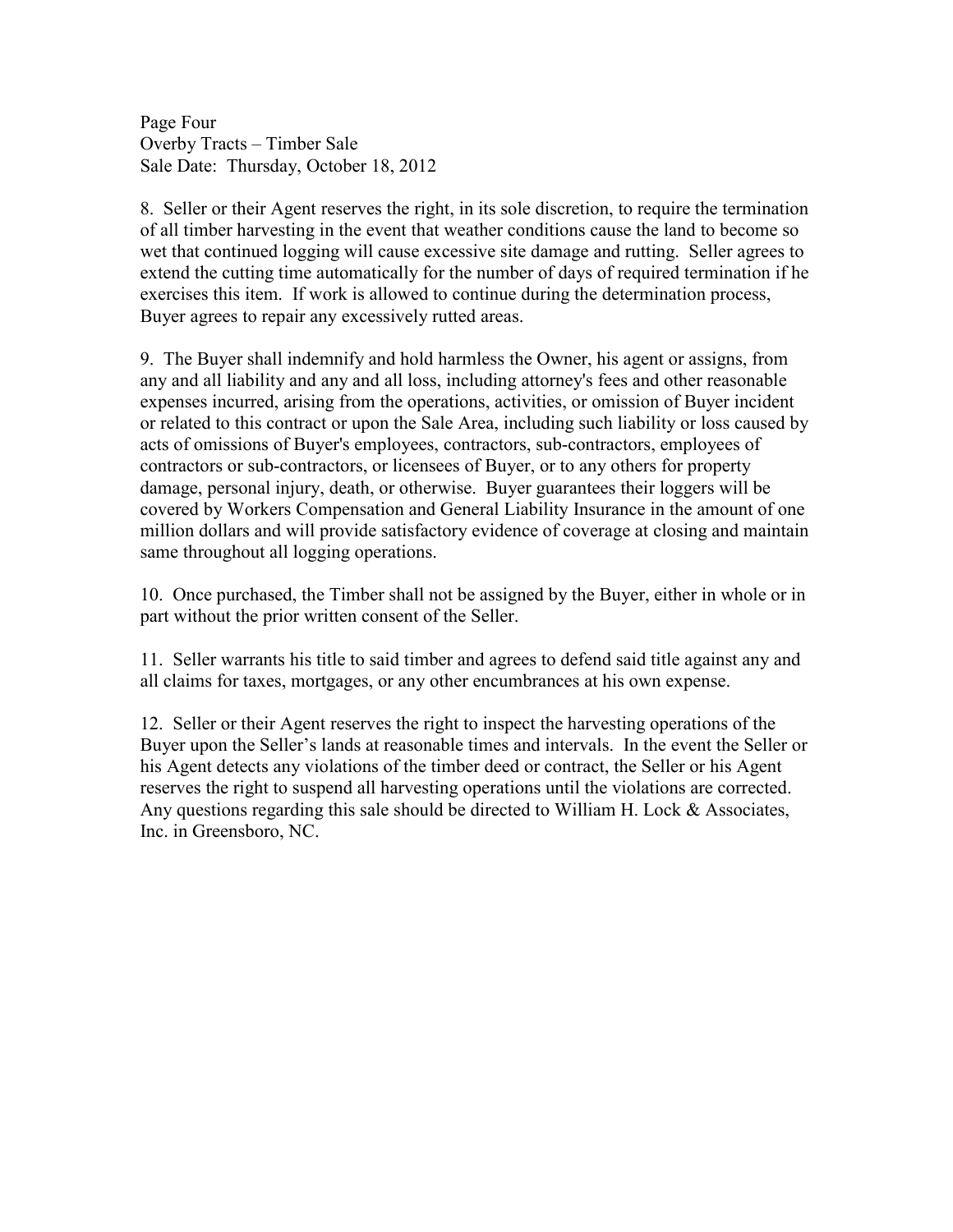8. Seller or their Agent reserves the right, in its sole discretion, to require the termination of all timber harvesting in the event that weather conditions cause the land to become so wet that continued logging will cause excessive site damage and rutting. Seller agrees to extend the cutting time automatically for the number of days of required termination if he exercises this item. If work is allowed to continue during the determination process, Buyer agrees to repair any excessively rutted areas.

9. The Buyer shall indemnify and hold harmless the Owner, his agent or assigns, from any and all liability and any and all loss, including attorney's fees and other reasonable expenses incurred, arising from the operations, activities, or omission of Buyer incident or related to this contract or upon the Sale Area, including such liability or loss caused by acts of omissions of Buyer's employees, contractors, sub-contractors, employees of contractors or sub-contractors, or licensees of Buyer, or to any others for property damage, personal injury, death, or otherwise. Buyer guarantees their loggers will be covered by Workers Compensation and General Liability Insurance in the amount of one million dollars and will provide satisfactory evidence of coverage at closing and maintain same throughout all logging operations.

10. Once purchased, the Timber shall not be assigned by the Buyer, either in whole or in part without the prior written consent of the Seller.

11. Seller warrants his title to said timber and agrees to defend said title against any and all claims for taxes, mortgages, or any other encumbrances at his own expense.

12. Seller or their Agent reserves the right to inspect the harvesting operations of the Buyer upon the Seller's lands at reasonable times and intervals. In the event the Seller or his Agent detects any violations of the timber deed or contract, the Seller or his Agent reserves the right to suspend all harvesting operations until the violations are corrected. Any questions regarding this sale should be directed to William H. Lock & Associates, Inc. in Greensboro, NC.